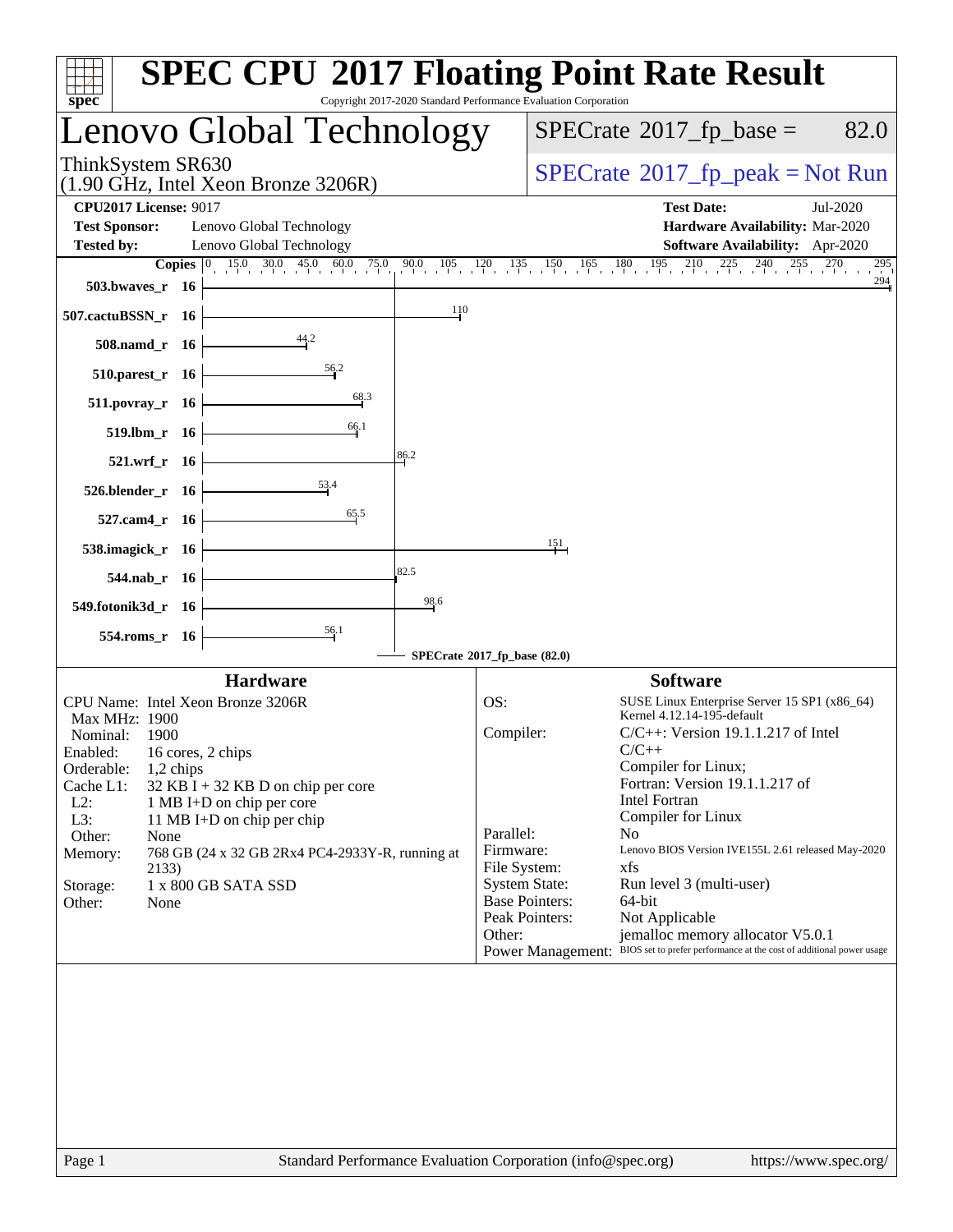# SPEC CPU 2017 Floating Point Rate Result

Copyright 2017-2020 Standard Performance Evaluation Corporation

## Lenovo Global Technology

ThinkSystem SR630
(1.90 GHz, Intel Xeon Bronze 3206R)

SPECrate 2017_fp_base = 82.0

SPECrate 2017_fp_peak = Not Run

**CPU2017 License:** 9017
**Test Sponsor:** Lenovo Global Technology
**Tested by:** Lenovo Global Technology

**Test Date:** Jul-2020
**Hardware Availability:** Mar-2020
**Software Availability:** Apr-2020

| Benchmark | Copies | Base Ratio |
|---|---|---|
| 503.bwaves_r | 16 | 294 |
| 507.cactuBSSN_r | 16 | 110 |
| 508.namd_r | 16 | 44.2 |
| 510.parest_r | 16 | 56.2 |
| 511.povray_r | 16 | 68.3 |
| 519.lbm_r | 16 | 66.1 |
| 521.wrf_r | 16 | 86.2 |
| 526.blender_r | 16 | 53.4 |
| 527.cam4_r | 16 | 65.5 |
| 538.imagick_r | 16 | 151 |
| 544.nab_r | 16 | 82.5 |
| 549.fotonik3d_r | 16 | 98.6 |
| 554.roms_r | 16 | 56.1 |

SPECrate 2017_fp_base (82.0)

### Hardware

- CPU Name: Intel Xeon Bronze 3206R
- Max MHz: 1900
- Nominal: 1900
- Enabled: 16 cores, 2 chips
- Orderable: 1,2 chips
- Cache L1: 32 KB I + 32 KB D on chip per core
- L2: 1 MB I+D on chip per core
- L3: 11 MB I+D on chip per chip
- Other: None
- Memory: 768 GB (24 x 32 GB 2Rx4 PC4-2933Y-R, running at 2133)
- Storage: 1 x 800 GB SATA SSD
- Other: None

### Software

- OS: SUSE Linux Enterprise Server 15 SP1 (x86_64) Kernel 4.12.14-195-default
- Compiler: C/C++: Version 19.1.1.217 of Intel C/C++ Compiler for Linux; Fortran: Version 19.1.1.217 of Intel Fortran Compiler for Linux
- Parallel: No
- Firmware: Lenovo BIOS Version IVE155L 2.61 released May-2020
- File System: xfs
- System State: Run level 3 (multi-user)
- Base Pointers: 64-bit
- Peak Pointers: Not Applicable
- Other: jemalloc memory allocator V5.0.1
- Power Management: BIOS set to prefer performance at the cost of additional power usage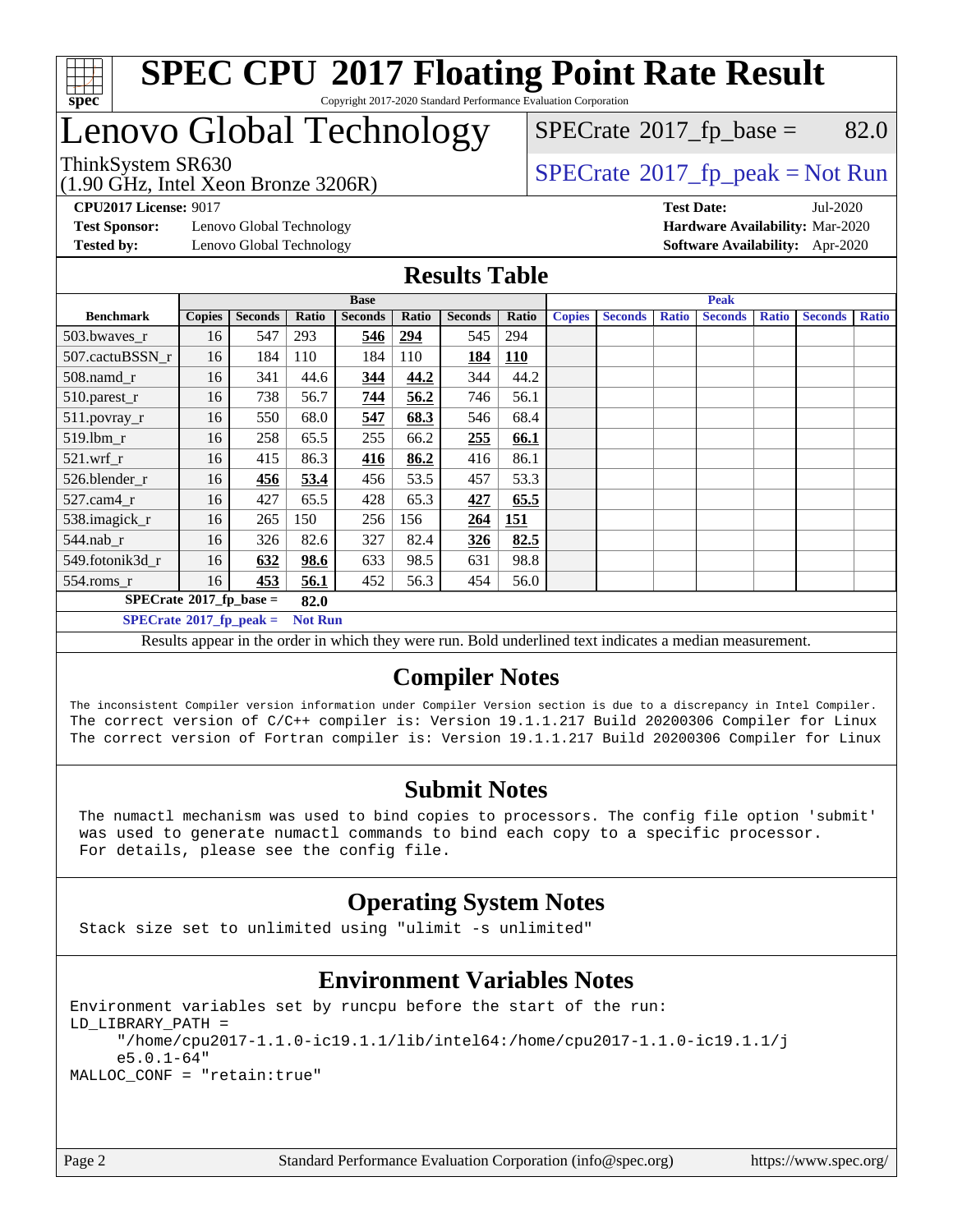# SPEC CPU 2017 Floating Point Rate Result

Copyright 2017-2020 Standard Performance Evaluation Corporation

# Lenovo Global Technology

ThinkSystem SR630
(1.90 GHz, Intel Xeon Bronze 3206R)

SPECrate 2017_fp_base = 82.0

SPECrate 2017_fp_peak = Not Run

**CPU2017 License:** 9017
**Test Sponsor:** Lenovo Global Technology
**Tested by:** Lenovo Global Technology

**Test Date:** Jul-2020
**Hardware Availability:** Mar-2020
**Software Availability:** Apr-2020

## Results Table

| Benchmark | Base | | | | | | | Peak | | | | | | |
|---|---|---|---|---|---|---|---|---|---|---|---|---|---|---|
| | Copies | Seconds | Ratio | Seconds | Ratio | Seconds | Ratio | Copies | Seconds | Ratio | Seconds | Ratio | Seconds | Ratio |
| 503.bwaves_r | 16 | 547 | 293 | **546** | **294** | 545 | 294 | | | | | | | |
| 507.cactuBSSN_r | 16 | 184 | 110 | 184 | 110 | **184** | **110** | | | | | | | |
| 508.namd_r | 16 | 341 | 44.6 | **344** | **44.2** | 344 | 44.2 | | | | | | | |
| 510.parest_r | 16 | 738 | 56.7 | **744** | **56.2** | 746 | 56.1 | | | | | | | |
| 511.povray_r | 16 | 550 | 68.0 | **547** | **68.3** | 546 | 68.4 | | | | | | | |
| 519.lbm_r | 16 | 258 | 65.5 | 255 | 66.2 | **255** | **66.1** | | | | | | | |
| 521.wrf_r | 16 | 415 | 86.3 | **416** | **86.2** | 416 | 86.1 | | | | | | | |
| 526.blender_r | 16 | **456** | **53.4** | 456 | 53.5 | 457 | 53.3 | | | | | | | |
| 527.cam4_r | 16 | 427 | 65.5 | 428 | 65.3 | **427** | **65.5** | | | | | | | |
| 538.imagick_r | 16 | 265 | 150 | 256 | 156 | **264** | **151** | | | | | | | |
| 544.nab_r | 16 | 326 | 82.6 | 327 | 82.4 | **326** | **82.5** | | | | | | | |
| 549.fotonik3d_r | 16 | **632** | **98.6** | 633 | 98.5 | 631 | 98.8 | | | | | | | |
| 554.roms_r | 16 | **453** | **56.1** | 452 | 56.3 | 454 | 56.0 | | | | | | | |

**SPECrate 2017_fp_base = 82.0**

**SPECrate 2017_fp_peak = Not Run**

Results appear in the order in which they were run. Bold underlined text indicates a median measurement.

## Compiler Notes

```
The inconsistent Compiler version information under Compiler Version section is due to a discrepancy in Intel Compiler.
The correct version of C/C++ compiler is: Version 19.1.1.217 Build 20200306 Compiler for Linux
The correct version of Fortran compiler is: Version 19.1.1.217 Build 20200306 Compiler for Linux
```

## Submit Notes

```
The numactl mechanism was used to bind copies to processors. The config file option 'submit'
was used to generate numactl commands to bind each copy to a specific processor.
For details, please see the config file.
```

## Operating System Notes

```
Stack size set to unlimited using "ulimit -s unlimited"
```

## Environment Variables Notes

```
Environment variables set by runcpu before the start of the run:
LD_LIBRARY_PATH =
     "/home/cpu2017-1.1.0-ic19.1.1/lib/intel64:/home/cpu2017-1.1.0-ic19.1.1/j
     e5.0.1-64"
MALLOC_CONF = "retain:true"
```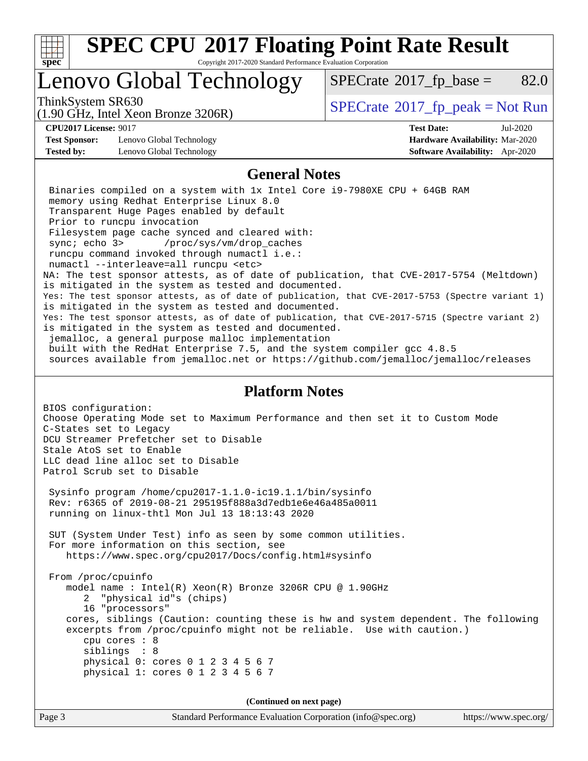# SPEC CPU 2017 Floating Point Rate Result

Copyright 2017-2020 Standard Performance Evaluation Corporation

## Lenovo Global Technology

ThinkSystem SR630
(1.90 GHz, Intel Xeon Bronze 3206R)

SPECrate 2017_fp_base = 82.0

SPECrate 2017_fp_peak = Not Run

**CPU2017 License:** 9017
**Test Sponsor:** Lenovo Global Technology
**Tested by:** Lenovo Global Technology

**Test Date:** Jul-2020
**Hardware Availability:** Mar-2020
**Software Availability:** Apr-2020

## General Notes

```
 Binaries compiled on a system with 1x Intel Core i9-7980XE CPU + 64GB RAM
 memory using Redhat Enterprise Linux 8.0
 Transparent Huge Pages enabled by default
 Prior to runcpu invocation
 Filesystem page cache synced and cleared with:
 sync; echo 3>       /proc/sys/vm/drop_caches
 runcpu command invoked through numactl i.e.:
 numactl --interleave=all runcpu <etc>
NA: The test sponsor attests, as of date of publication, that CVE-2017-5754 (Meltdown)
is mitigated in the system as tested and documented.
Yes: The test sponsor attests, as of date of publication, that CVE-2017-5753 (Spectre variant 1)
is mitigated in the system as tested and documented.
Yes: The test sponsor attests, as of date of publication, that CVE-2017-5715 (Spectre variant 2)
is mitigated in the system as tested and documented.
 jemalloc, a general purpose malloc implementation
 built with the RedHat Enterprise 7.5, and the system compiler gcc 4.8.5
 sources available from jemalloc.net or https://github.com/jemalloc/jemalloc/releases
```

## Platform Notes

```
BIOS configuration:
Choose Operating Mode set to Maximum Performance and then set it to Custom Mode
C-States set to Legacy
DCU Streamer Prefetcher set to Disable
Stale AtoS set to Enable
LLC dead line alloc set to Disable
Patrol Scrub set to Disable

 Sysinfo program /home/cpu2017-1.1.0-ic19.1.1/bin/sysinfo
 Rev: r6365 of 2019-08-21 295195f888a3d7edb1e6e46a485a0011
 running on linux-thtl Mon Jul 13 18:13:43 2020

 SUT (System Under Test) info as seen by some common utilities.
 For more information on this section, see
    https://www.spec.org/cpu2017/Docs/config.html#sysinfo

 From /proc/cpuinfo
    model name : Intel(R) Xeon(R) Bronze 3206R CPU @ 1.90GHz
       2  "physical id"s (chips)
       16 "processors"
    cores, siblings (Caution: counting these is hw and system dependent. The following
    excerpts from /proc/cpuinfo might not be reliable.  Use with caution.)
       cpu cores : 8
       siblings  : 8
       physical 0: cores 0 1 2 3 4 5 6 7
       physical 1: cores 0 1 2 3 4 5 6 7
```

**(Continued on next page)**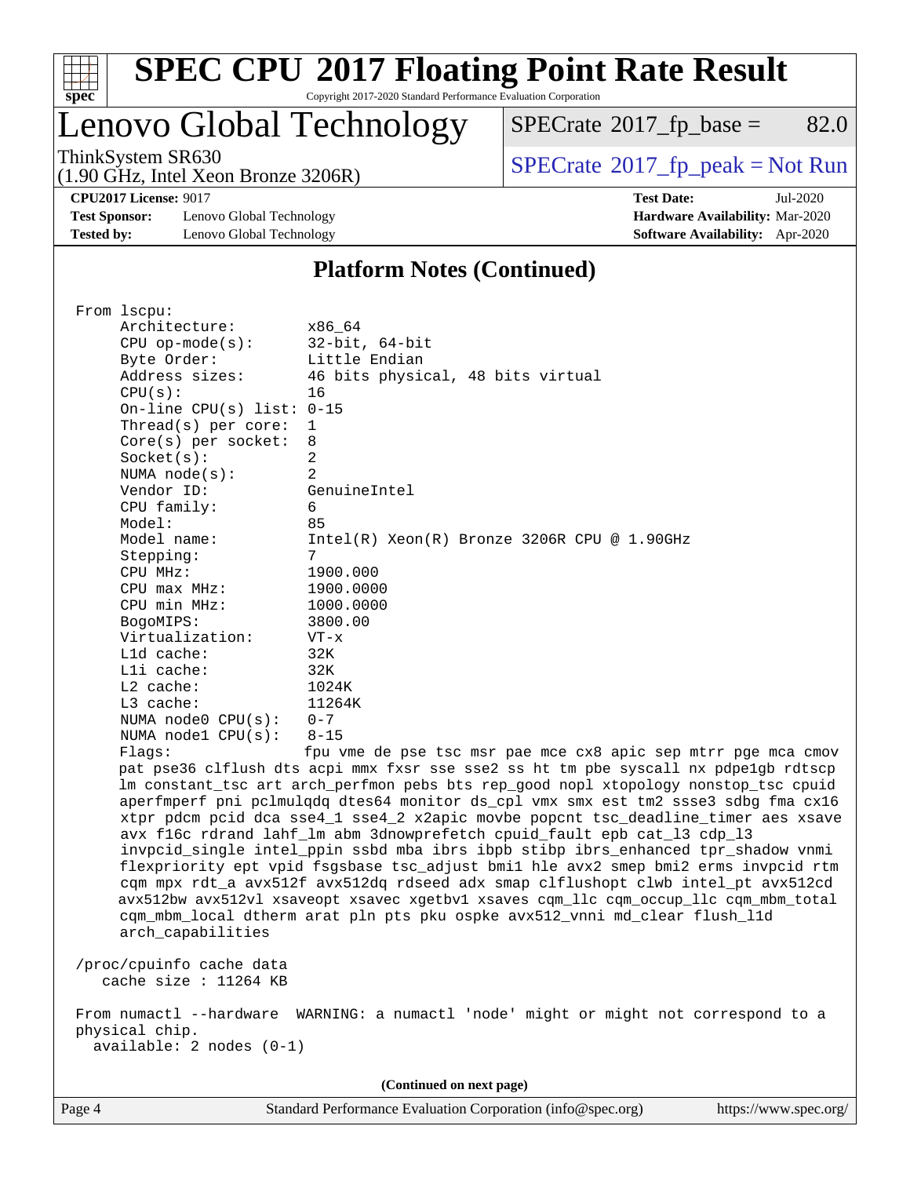## Platform Notes (Continued)

```
From lscpu:
     Architecture:        x86_64
     CPU op-mode(s):      32-bit, 64-bit
     Byte Order:          Little Endian
     Address sizes:       46 bits physical, 48 bits virtual
     CPU(s):              16
     On-line CPU(s) list: 0-15
     Thread(s) per core:  1
     Core(s) per socket:  8
     Socket(s):           2
     NUMA node(s):        2
     Vendor ID:           GenuineIntel
     CPU family:          6
     Model:               85
     Model name:          Intel(R) Xeon(R) Bronze 3206R CPU @ 1.90GHz
     Stepping:            7
     CPU MHz:             1900.000
     CPU max MHz:         1900.0000
     CPU min MHz:         1000.0000
     BogoMIPS:            3800.00
     Virtualization:      VT-x
     L1d cache:           32K
     L1i cache:           32K
     L2 cache:            1024K
     L3 cache:            11264K
     NUMA node0 CPU(s):   0-7
     NUMA node1 CPU(s):   8-15
     Flags:               fpu vme de pse tsc msr pae mce cx8 apic sep mtrr pge mca cmov
     pat pse36 clflush dts acpi mmx fxsr sse sse2 ss ht tm pbe syscall nx pdpe1gb rdtscp
     lm constant_tsc art arch_perfmon pebs bts rep_good nopl xtopology nonstop_tsc cpuid
     aperfmperf pni pclmulqdq dtes64 monitor ds_cpl vmx smx est tm2 ssse3 sdbg fma cx16
     xtpr pdcm pcid dca sse4_1 sse4_2 x2apic movbe popcnt tsc_deadline_timer aes xsave
     avx f16c rdrand lahf_lm abm 3dnowprefetch cpuid_fault epb cat_l3 cdp_l3
     invpcid_single intel_ppin ssbd mba ibrs ibpb stibp ibrs_enhanced tpr_shadow vnmi
     flexpriority ept vpid fsgsbase tsc_adjust bmi1 hle avx2 smep bmi2 erms invpcid rtm
     cqm mpx rdt_a avx512f avx512dq rdseed adx smap clflushopt clwb intel_pt avx512cd
     avx512bw avx512vl xsaveopt xsavec xgetbv1 xsaves cqm_llc cqm_occup_llc cqm_mbm_total
     cqm_mbm_local dtherm arat pln pts pku ospke avx512_vnni md_clear flush_l1d
     arch_capabilities

 /proc/cpuinfo cache data
    cache size : 11264 KB

 From numactl --hardware  WARNING: a numactl 'node' might or might not correspond to a
 physical chip.
   available: 2 nodes (0-1)
```

(Continued on next page)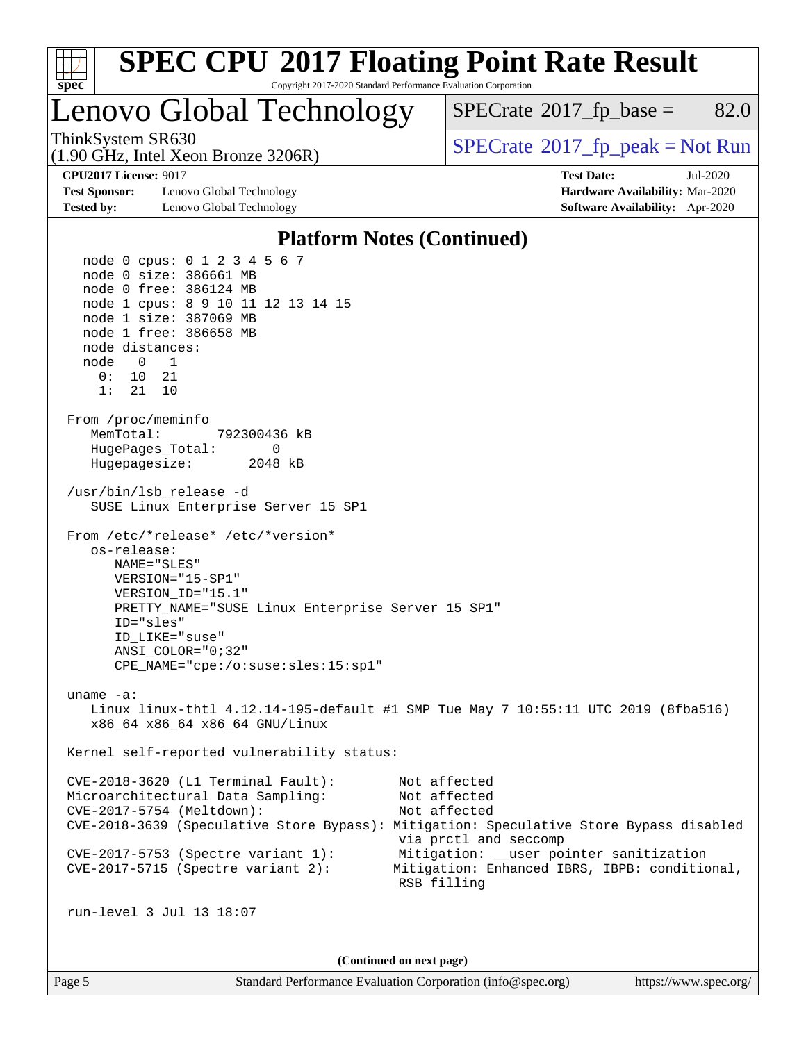# SPEC CPU 2017 Floating Point Rate Result

Copyright 2017-2020 Standard Performance Evaluation Corporation

## Lenovo Global Technology

ThinkSystem SR630
(1.90 GHz, Intel Xeon Bronze 3206R)

SPECrate 2017_fp_base = 82.0

SPECrate 2017_fp_peak = Not Run

**CPU2017 License:** 9017
**Test Sponsor:** Lenovo Global Technology
**Tested by:** Lenovo Global Technology

**Test Date:** Jul-2020
**Hardware Availability:** Mar-2020
**Software Availability:** Apr-2020

### Platform Notes (Continued)

```
    node 0 cpus: 0 1 2 3 4 5 6 7
    node 0 size: 386661 MB
    node 0 free: 386124 MB
    node 1 cpus: 8 9 10 11 12 13 14 15
    node 1 size: 387069 MB
    node 1 free: 386658 MB
    node distances:
    node   0   1
      0:  10  21
      1:  21  10

  From /proc/meminfo
     MemTotal:       792300436 kB
     HugePages_Total:       0
     Hugepagesize:       2048 kB

  /usr/bin/lsb_release -d
     SUSE Linux Enterprise Server 15 SP1

  From /etc/*release* /etc/*version*
     os-release:
        NAME="SLES"
        VERSION="15-SP1"
        VERSION_ID="15.1"
        PRETTY_NAME="SUSE Linux Enterprise Server 15 SP1"
        ID="sles"
        ID_LIKE="suse"
        ANSI_COLOR="0;32"
        CPE_NAME="cpe:/o:suse:sles:15:sp1"

  uname -a:
     Linux linux-thtl 4.12.14-195-default #1 SMP Tue May 7 10:55:11 UTC 2019 (8fba516)
     x86_64 x86_64 x86_64 GNU/Linux

  Kernel self-reported vulnerability status:

  CVE-2018-3620 (L1 Terminal Fault):         Not affected
  Microarchitectural Data Sampling:          Not affected
  CVE-2017-5754 (Meltdown):                  Not affected
  CVE-2018-3639 (Speculative Store Bypass): Mitigation: Speculative Store Bypass disabled
                                              via prctl and seccomp
  CVE-2017-5753 (Spectre variant 1):         Mitigation: __user pointer sanitization
  CVE-2017-5715 (Spectre variant 2):        Mitigation: Enhanced IBRS, IBPB: conditional,
                                              RSB filling

  run-level 3 Jul 13 18:07
```

(Continued on next page)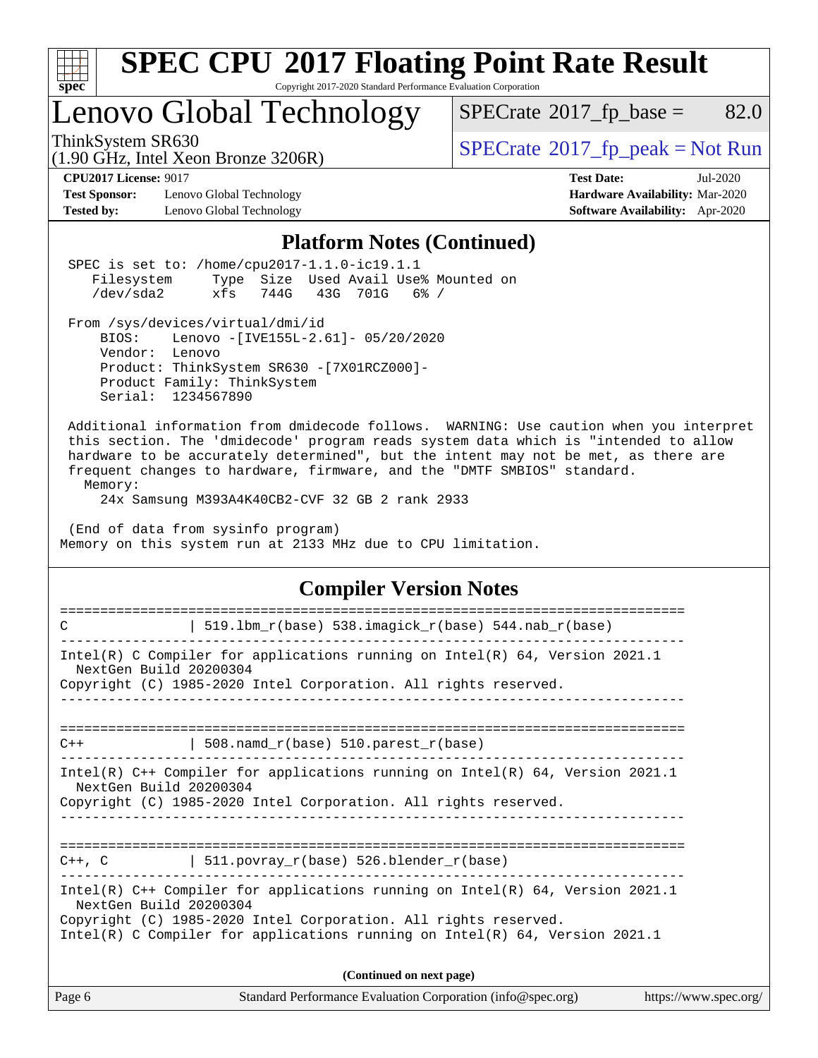# SPEC CPU 2017 Floating Point Rate Result

Copyright 2017-2020 Standard Performance Evaluation Corporation

## Lenovo Global Technology

ThinkSystem SR630
(1.90 GHz, Intel Xeon Bronze 3206R)

SPECrate 2017_fp_base = 82.0

SPECrate 2017_fp_peak = Not Run

**CPU2017 License:** 9017
**Test Sponsor:** Lenovo Global Technology
**Tested by:** Lenovo Global Technology

**Test Date:** Jul-2020
**Hardware Availability:** Mar-2020
**Software Availability:** Apr-2020

### Platform Notes (Continued)

```
 SPEC is set to: /home/cpu2017-1.1.0-ic19.1.1
    Filesystem     Type  Size  Used Avail Use% Mounted on
    /dev/sda2      xfs   744G   43G  701G   6% /

 From /sys/devices/virtual/dmi/id
     BIOS:    Lenovo -[IVE155L-2.61]- 05/20/2020
     Vendor:  Lenovo
     Product: ThinkSystem SR630 -[7X01RCZ000]-
     Product Family: ThinkSystem
     Serial:  1234567890

 Additional information from dmidecode follows.  WARNING: Use caution when you interpret
 this section. The 'dmidecode' program reads system data which is "intended to allow
 hardware to be accurately determined", but the intent may not be met, as there are
 frequent changes to hardware, firmware, and the "DMTF SMBIOS" standard.
   Memory:
     24x Samsung M393A4K40CB2-CVF 32 GB 2 rank 2933

 (End of data from sysinfo program)
Memory on this system run at 2133 MHz due to CPU limitation.
```

### Compiler Version Notes

```
==============================================================================
C               | 519.lbm_r(base) 538.imagick_r(base) 544.nab_r(base)
------------------------------------------------------------------------------
Intel(R) C Compiler for applications running on Intel(R) 64, Version 2021.1
  NextGen Build 20200304
Copyright (C) 1985-2020 Intel Corporation. All rights reserved.
------------------------------------------------------------------------------

==============================================================================
C++             | 508.namd_r(base) 510.parest_r(base)
------------------------------------------------------------------------------
Intel(R) C++ Compiler for applications running on Intel(R) 64, Version 2021.1
  NextGen Build 20200304
Copyright (C) 1985-2020 Intel Corporation. All rights reserved.
------------------------------------------------------------------------------

==============================================================================
C++, C          | 511.povray_r(base) 526.blender_r(base)
------------------------------------------------------------------------------
Intel(R) C++ Compiler for applications running on Intel(R) 64, Version 2021.1
  NextGen Build 20200304
Copyright (C) 1985-2020 Intel Corporation. All rights reserved.
Intel(R) C Compiler for applications running on Intel(R) 64, Version 2021.1
```

**(Continued on next page)**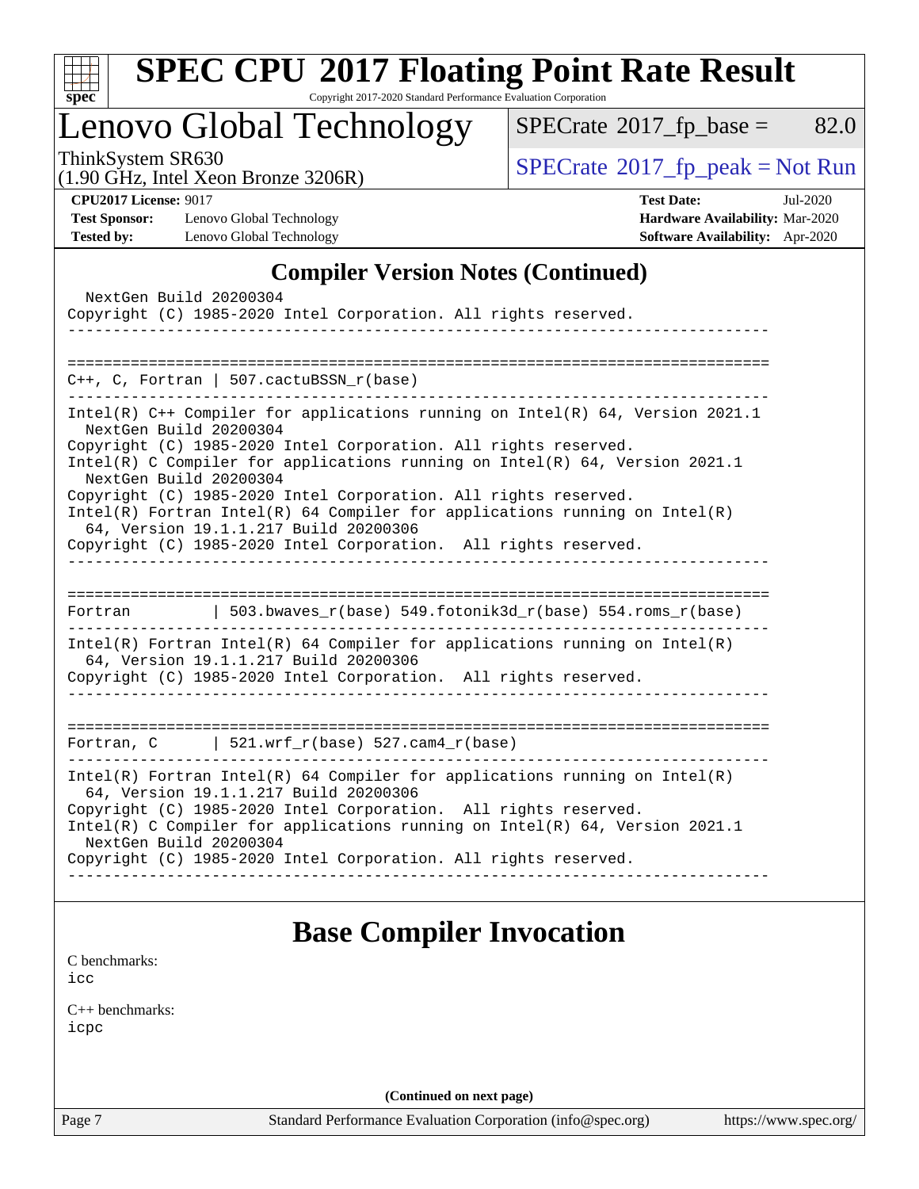## Compiler Version Notes (Continued)

```
  NextGen Build 20200304
Copyright (C) 1985-2020 Intel Corporation. All rights reserved.
------------------------------------------------------------------------------

==============================================================================
C++, C, Fortran | 507.cactuBSSN_r(base)
------------------------------------------------------------------------------
Intel(R) C++ Compiler for applications running on Intel(R) 64, Version 2021.1
  NextGen Build 20200304
Copyright (C) 1985-2020 Intel Corporation. All rights reserved.
Intel(R) C Compiler for applications running on Intel(R) 64, Version 2021.1
  NextGen Build 20200304
Copyright (C) 1985-2020 Intel Corporation. All rights reserved.
Intel(R) Fortran Intel(R) 64 Compiler for applications running on Intel(R)
  64, Version 19.1.1.217 Build 20200306
Copyright (C) 1985-2020 Intel Corporation.  All rights reserved.
------------------------------------------------------------------------------

==============================================================================
Fortran         | 503.bwaves_r(base) 549.fotonik3d_r(base) 554.roms_r(base)
------------------------------------------------------------------------------
Intel(R) Fortran Intel(R) 64 Compiler for applications running on Intel(R)
  64, Version 19.1.1.217 Build 20200306
Copyright (C) 1985-2020 Intel Corporation.  All rights reserved.
------------------------------------------------------------------------------

==============================================================================
Fortran, C      | 521.wrf_r(base) 527.cam4_r(base)
------------------------------------------------------------------------------
Intel(R) Fortran Intel(R) 64 Compiler for applications running on Intel(R)
  64, Version 19.1.1.217 Build 20200306
Copyright (C) 1985-2020 Intel Corporation.  All rights reserved.
Intel(R) C Compiler for applications running on Intel(R) 64, Version 2021.1
  NextGen Build 20200304
Copyright (C) 1985-2020 Intel Corporation. All rights reserved.
------------------------------------------------------------------------------
```

## Base Compiler Invocation

C benchmarks:
icc

C++ benchmarks:
icpc

(Continued on next page)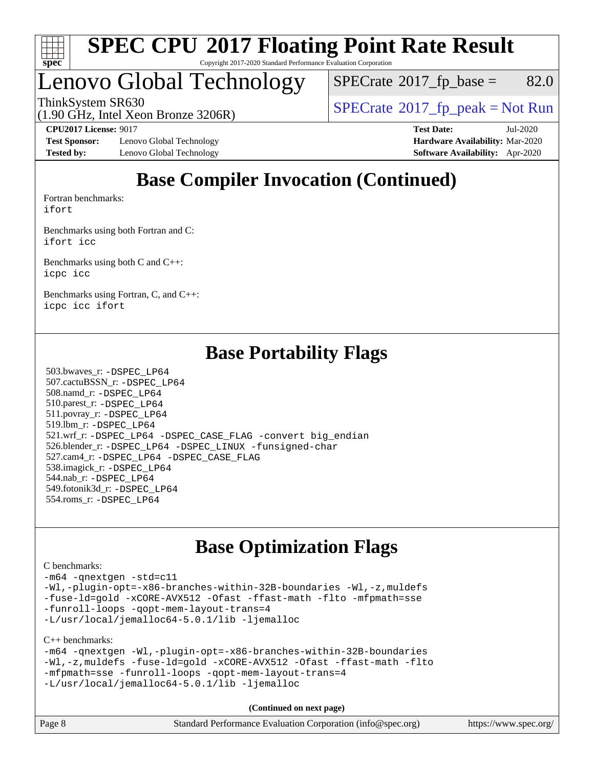# Base Compiler Invocation (Continued)

Fortran benchmarks:
```
ifort
```

Benchmarks using both Fortran and C:
```
ifort icc
```

Benchmarks using both C and C++:
```
icpc icc
```

Benchmarks using Fortran, C, and C++:
```
icpc icc ifort
```

# Base Portability Flags

503.bwaves_r: -DSPEC_LP64
507.cactuBSSN_r: -DSPEC_LP64
508.namd_r: -DSPEC_LP64
510.parest_r: -DSPEC_LP64
511.povray_r: -DSPEC_LP64
519.lbm_r: -DSPEC_LP64
521.wrf_r: -DSPEC_LP64 -DSPEC_CASE_FLAG -convert big_endian
526.blender_r: -DSPEC_LP64 -DSPEC_LINUX -funsigned-char
527.cam4_r: -DSPEC_LP64 -DSPEC_CASE_FLAG
538.imagick_r: -DSPEC_LP64
544.nab_r: -DSPEC_LP64
549.fotonik3d_r: -DSPEC_LP64
554.roms_r: -DSPEC_LP64

# Base Optimization Flags

C benchmarks:
```
-m64 -qnextgen -std=c11
-Wl,-plugin-opt=-x86-branches-within-32B-boundaries -Wl,-z,muldefs
-fuse-ld=gold -xCORE-AVX512 -Ofast -ffast-math -flto -mfpmath=sse
-funroll-loops -qopt-mem-layout-trans=4
-L/usr/local/jemalloc64-5.0.1/lib -ljemalloc
```

C++ benchmarks:
```
-m64 -qnextgen -Wl,-plugin-opt=-x86-branches-within-32B-boundaries
-Wl,-z,muldefs -fuse-ld=gold -xCORE-AVX512 -Ofast -ffast-math -flto
-mfpmath=sse -funroll-loops -qopt-mem-layout-trans=4
-L/usr/local/jemalloc64-5.0.1/lib -ljemalloc
```

**(Continued on next page)**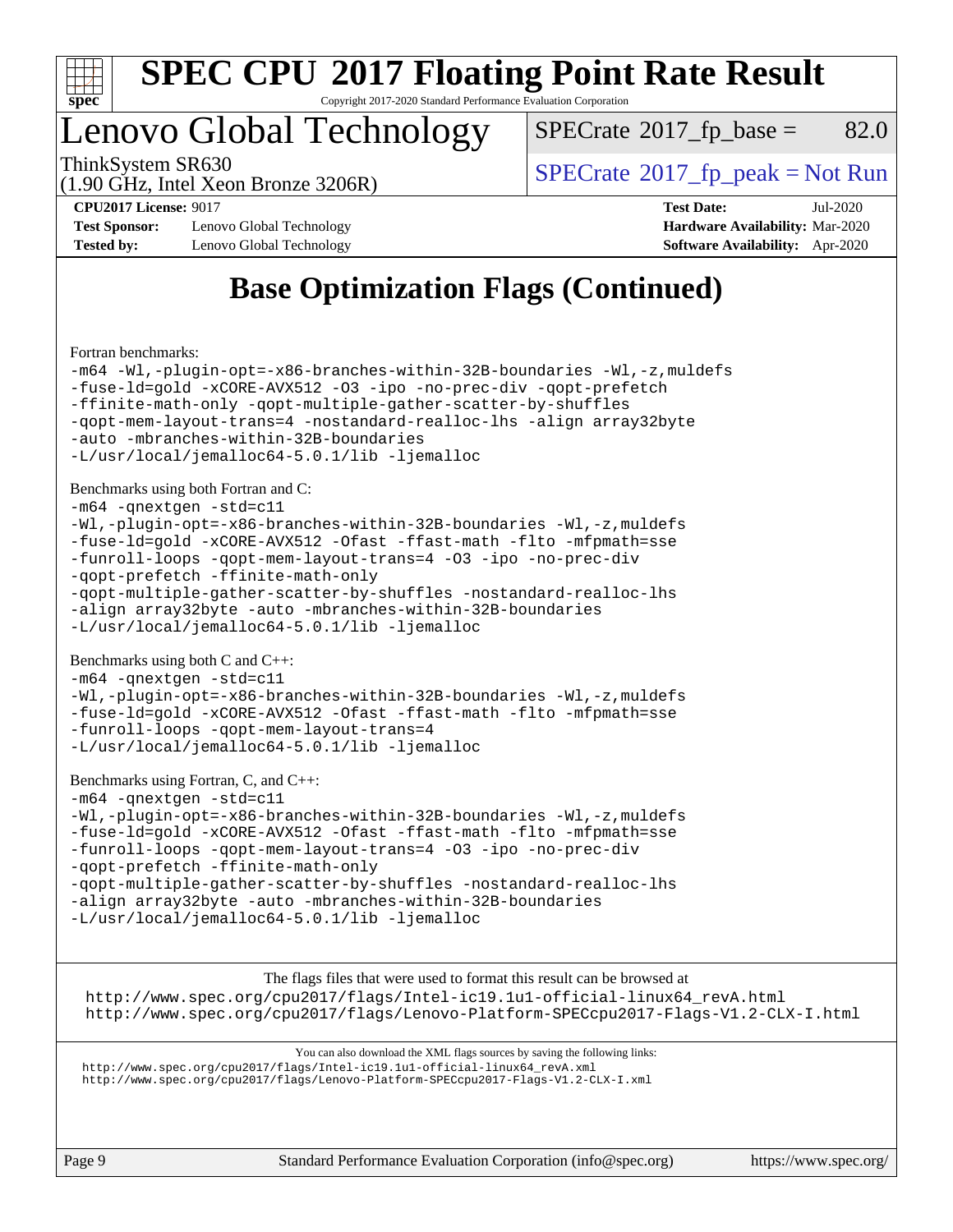# Lenovo Global Technology

ThinkSystem SR630
(1.90 GHz, Intel Xeon Bronze 3206R)

SPECrate 2017_fp_base = 82.0

SPECrate 2017_fp_peak = Not Run

**CPU2017 License:** 9017
**Test Sponsor:** Lenovo Global Technology
**Tested by:** Lenovo Global Technology

**Test Date:** Jul-2020
**Hardware Availability:** Mar-2020
**Software Availability:** Apr-2020

## Base Optimization Flags (Continued)

Fortran benchmarks:

```
-m64 -Wl,-plugin-opt=-x86-branches-within-32B-boundaries -Wl,-z,muldefs
-fuse-ld=gold -xCORE-AVX512 -O3 -ipo -no-prec-div -qopt-prefetch
-ffinite-math-only -qopt-multiple-gather-scatter-by-shuffles
-qopt-mem-layout-trans=4 -nostandard-realloc-lhs -align array32byte
-auto -mbranches-within-32B-boundaries
-L/usr/local/jemalloc64-5.0.1/lib -ljemalloc
```

Benchmarks using both Fortran and C:

```
-m64 -qnextgen -std=c11
-Wl,-plugin-opt=-x86-branches-within-32B-boundaries -Wl,-z,muldefs
-fuse-ld=gold -xCORE-AVX512 -Ofast -ffast-math -flto -mfpmath=sse
-funroll-loops -qopt-mem-layout-trans=4 -O3 -ipo -no-prec-div
-qopt-prefetch -ffinite-math-only
-qopt-multiple-gather-scatter-by-shuffles -nostandard-realloc-lhs
-align array32byte -auto -mbranches-within-32B-boundaries
-L/usr/local/jemalloc64-5.0.1/lib -ljemalloc
```

Benchmarks using both C and C++:

```
-m64 -qnextgen -std=c11
-Wl,-plugin-opt=-x86-branches-within-32B-boundaries -Wl,-z,muldefs
-fuse-ld=gold -xCORE-AVX512 -Ofast -ffast-math -flto -mfpmath=sse
-funroll-loops -qopt-mem-layout-trans=4
-L/usr/local/jemalloc64-5.0.1/lib -ljemalloc
```

Benchmarks using Fortran, C, and C++:

```
-m64 -qnextgen -std=c11
-Wl,-plugin-opt=-x86-branches-within-32B-boundaries -Wl,-z,muldefs
-fuse-ld=gold -xCORE-AVX512 -Ofast -ffast-math -flto -mfpmath=sse
-funroll-loops -qopt-mem-layout-trans=4 -O3 -ipo -no-prec-div
-qopt-prefetch -ffinite-math-only
-qopt-multiple-gather-scatter-by-shuffles -nostandard-realloc-lhs
-align array32byte -auto -mbranches-within-32B-boundaries
-L/usr/local/jemalloc64-5.0.1/lib -ljemalloc
```

The flags files that were used to format this result can be browsed at
http://www.spec.org/cpu2017/flags/Intel-ic19.1u1-official-linux64_revA.html
http://www.spec.org/cpu2017/flags/Lenovo-Platform-SPECcpu2017-Flags-V1.2-CLX-I.html

You can also download the XML flags sources by saving the following links:
http://www.spec.org/cpu2017/flags/Intel-ic19.1u1-official-linux64_revA.xml
http://www.spec.org/cpu2017/flags/Lenovo-Platform-SPECcpu2017-Flags-V1.2-CLX-I.xml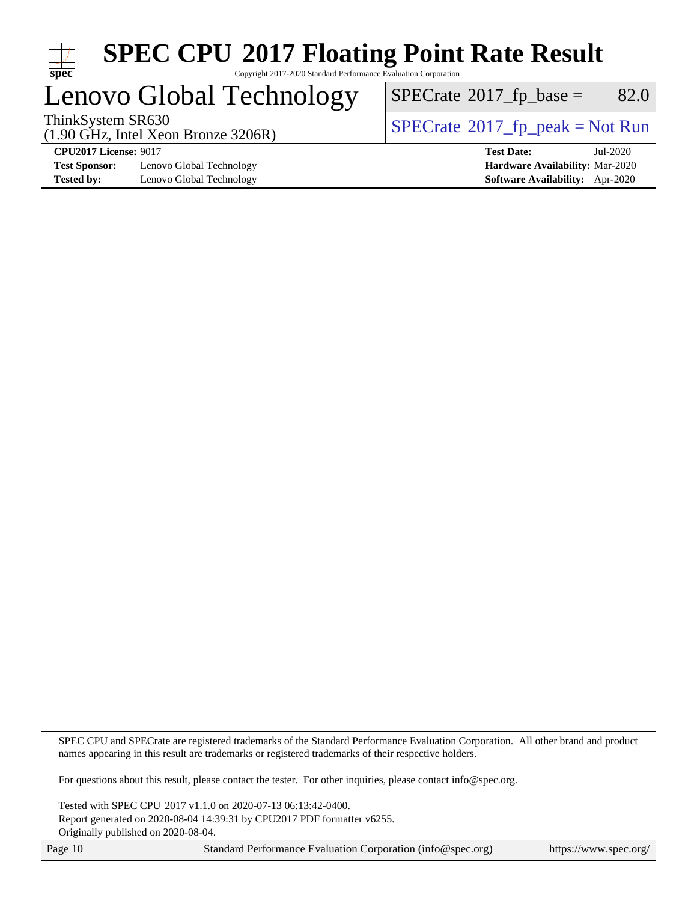SPEC CPU and SPECrate are registered trademarks of the Standard Performance Evaluation Corporation. All other brand and product names appearing in this result are trademarks or registered trademarks of their respective holders.

For questions about this result, please contact the tester. For other inquiries, please contact info@spec.org.

Tested with SPEC CPU 2017 v1.1.0 on 2020-07-13 06:13:42-0400.
Report generated on 2020-08-04 14:39:31 by CPU2017 PDF formatter v6255.
Originally published on 2020-08-04.